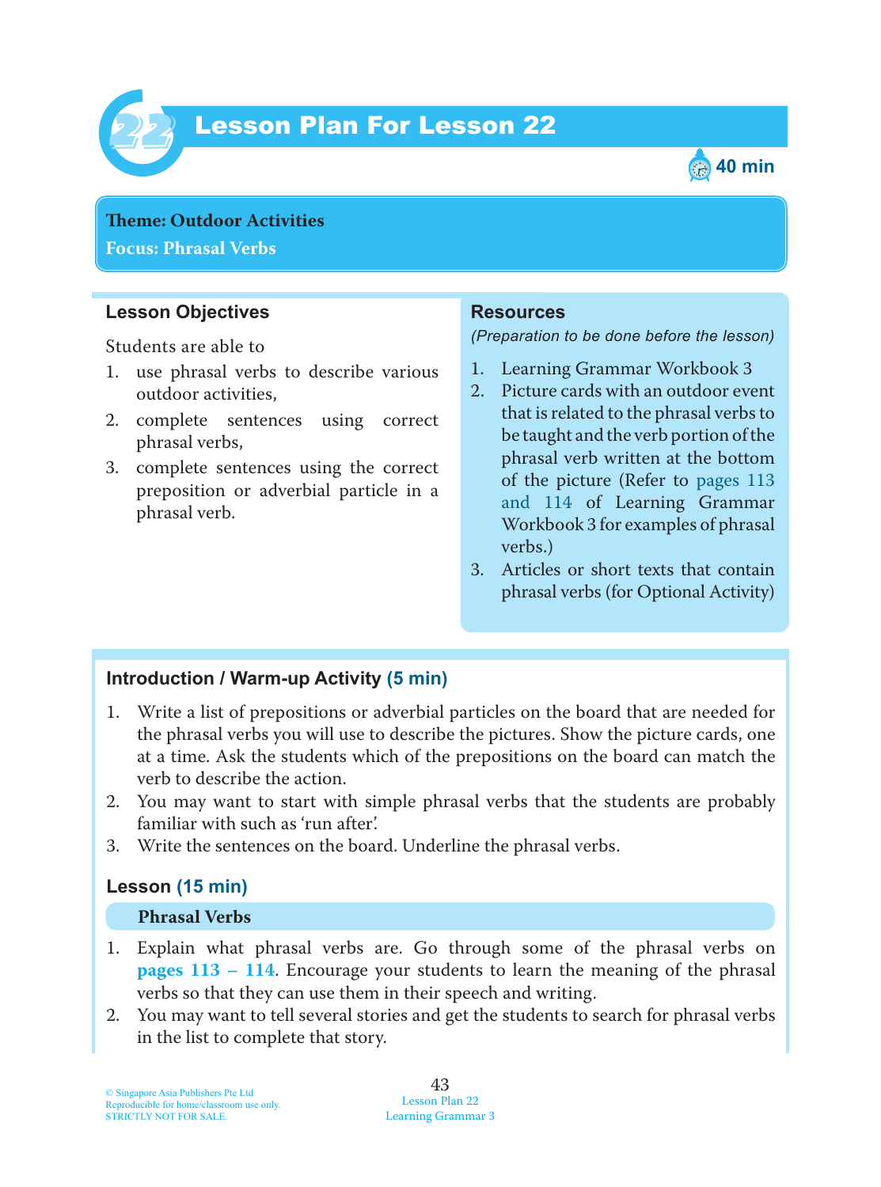# Lesson Plan For Lesson 22

40 min

**Theme: Outdoor Activities**
**Focus: Phrasal Verbs**

## Lesson Objectives

Students are able to

1. use phrasal verbs to describe various outdoor activities,
2. complete sentences using correct phrasal verbs,
3. complete sentences using the correct preposition or adverbial particle in a phrasal verb.

## Resources

*(Preparation to be done before the lesson)*

1. Learning Grammar Workbook 3
2. Picture cards with an outdoor event that is related to the phrasal verbs to be taught and the verb portion of the phrasal verb written at the bottom of the picture (Refer to pages 113 and 114 of Learning Grammar Workbook 3 for examples of phrasal verbs.)
3. Articles or short texts that contain phrasal verbs (for Optional Activity)

## Introduction / Warm-up Activity (5 min)

1. Write a list of prepositions or adverbial particles on the board that are needed for the phrasal verbs you will use to describe the pictures. Show the picture cards, one at a time. Ask the students which of the prepositions on the board can match the verb to describe the action.
2. You may want to start with simple phrasal verbs that the students are probably familiar with such as 'run after'.
3. Write the sentences on the board. Underline the phrasal verbs.

## Lesson (15 min)

### Phrasal Verbs

1. Explain what phrasal verbs are. Go through some of the phrasal verbs on **pages 113 – 114**. Encourage your students to learn the meaning of the phrasal verbs so that they can use them in their speech and writing.
2. You may want to tell several stories and get the students to search for phrasal verbs in the list to complete that story.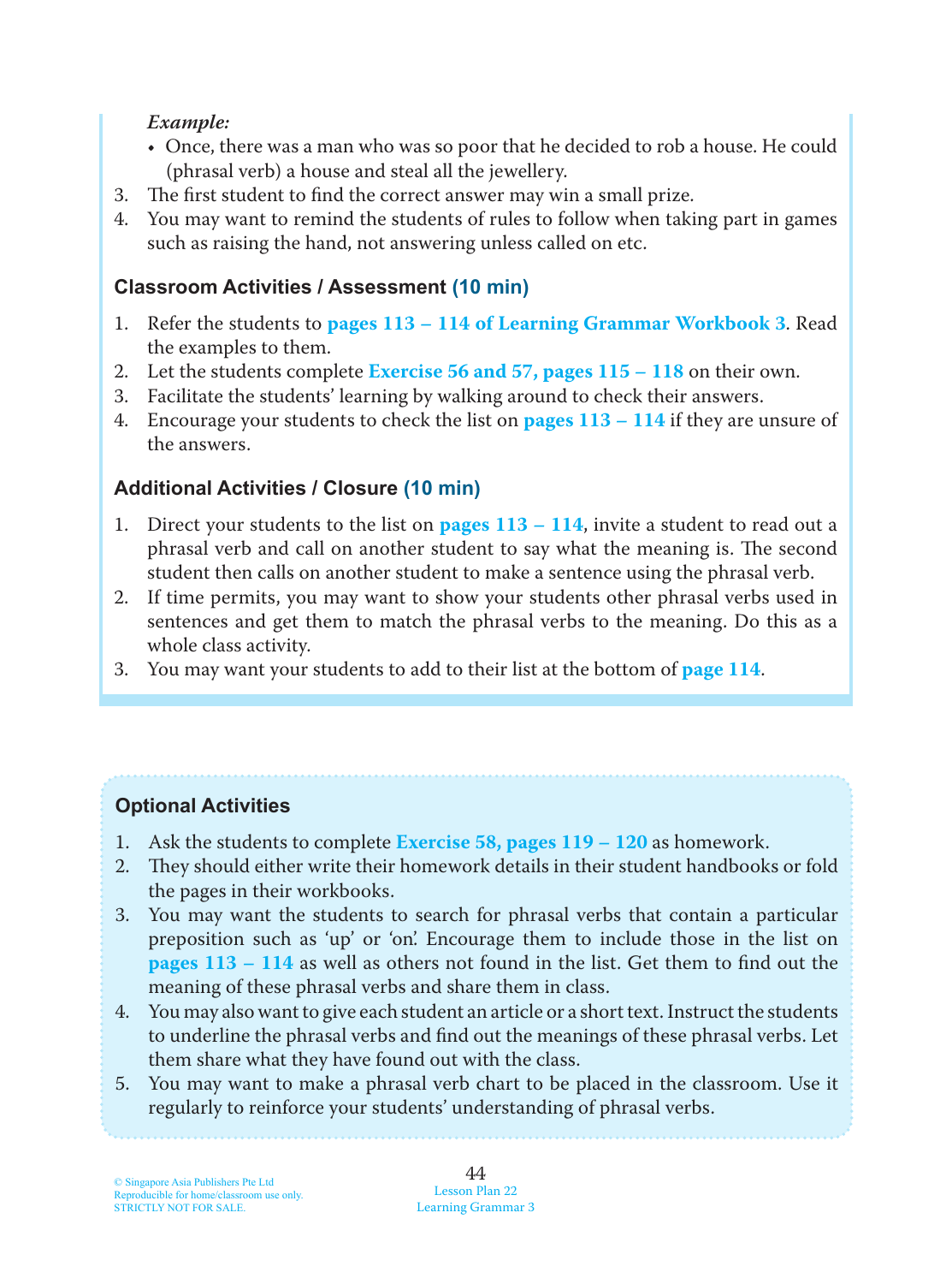*Example:*

- Once, there was a man who was so poor that he decided to rob a house. He could (phrasal verb) a house and steal all the jewellery.

3. The first student to find the correct answer may win a small prize.
4. You may want to remind the students of rules to follow when taking part in games such as raising the hand, not answering unless called on etc.

### Classroom Activities / Assessment (10 min)

1. Refer the students to **pages 113 – 114 of Learning Grammar Workbook 3**. Read the examples to them.
2. Let the students complete **Exercise 56 and 57, pages 115 – 118** on their own.
3. Facilitate the students' learning by walking around to check their answers.
4. Encourage your students to check the list on **pages 113 – 114** if they are unsure of the answers.

### Additional Activities / Closure (10 min)

1. Direct your students to the list on **pages 113 – 114**, invite a student to read out a phrasal verb and call on another student to say what the meaning is. The second student then calls on another student to make a sentence using the phrasal verb.
2. If time permits, you may want to show your students other phrasal verbs used in sentences and get them to match the phrasal verbs to the meaning. Do this as a whole class activity.
3. You may want your students to add to their list at the bottom of **page 114**.

### Optional Activities

1. Ask the students to complete **Exercise 58, pages 119 – 120** as homework.
2. They should either write their homework details in their student handbooks or fold the pages in their workbooks.
3. You may want the students to search for phrasal verbs that contain a particular preposition such as 'up' or 'on'. Encourage them to include those in the list on **pages 113 – 114** as well as others not found in the list. Get them to find out the meaning of these phrasal verbs and share them in class.
4. You may also want to give each student an article or a short text. Instruct the students to underline the phrasal verbs and find out the meanings of these phrasal verbs. Let them share what they have found out with the class.
5. You may want to make a phrasal verb chart to be placed in the classroom. Use it regularly to reinforce your students' understanding of phrasal verbs.

© Singapore Asia Publishers Pte Ltd
Reproducible for home/classroom use only.
STRICTLY NOT FOR SALE.